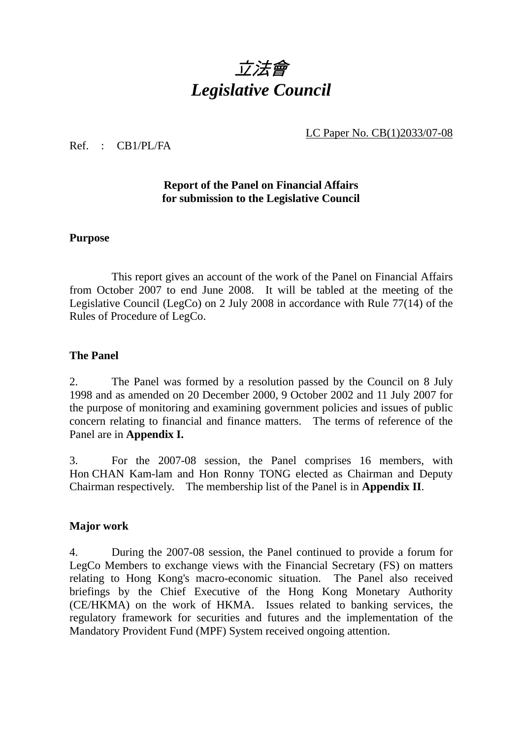# *立法會*
# *Legislative Council*

LC Paper No. CB(1)2033/07-08

Ref. : CB1/PL/FA

**Report of the Panel on Financial Affairs**
**for submission to the Legislative Council**

**Purpose**

This report gives an account of the work of the Panel on Financial Affairs from October 2007 to end June 2008. It will be tabled at the meeting of the Legislative Council (LegCo) on 2 July 2008 in accordance with Rule 77(14) of the Rules of Procedure of LegCo.

**The Panel**

2. The Panel was formed by a resolution passed by the Council on 8 July 1998 and as amended on 20 December 2000, 9 October 2002 and 11 July 2007 for the purpose of monitoring and examining government policies and issues of public concern relating to financial and finance matters. The terms of reference of the Panel are in **Appendix I.**

3. For the 2007-08 session, the Panel comprises 16 members, with Hon CHAN Kam-lam and Hon Ronny TONG elected as Chairman and Deputy Chairman respectively. The membership list of the Panel is in **Appendix II**.

**Major work**

4. During the 2007-08 session, the Panel continued to provide a forum for LegCo Members to exchange views with the Financial Secretary (FS) on matters relating to Hong Kong's macro-economic situation. The Panel also received briefings by the Chief Executive of the Hong Kong Monetary Authority (CE/HKMA) on the work of HKMA. Issues related to banking services, the regulatory framework for securities and futures and the implementation of the Mandatory Provident Fund (MPF) System received ongoing attention.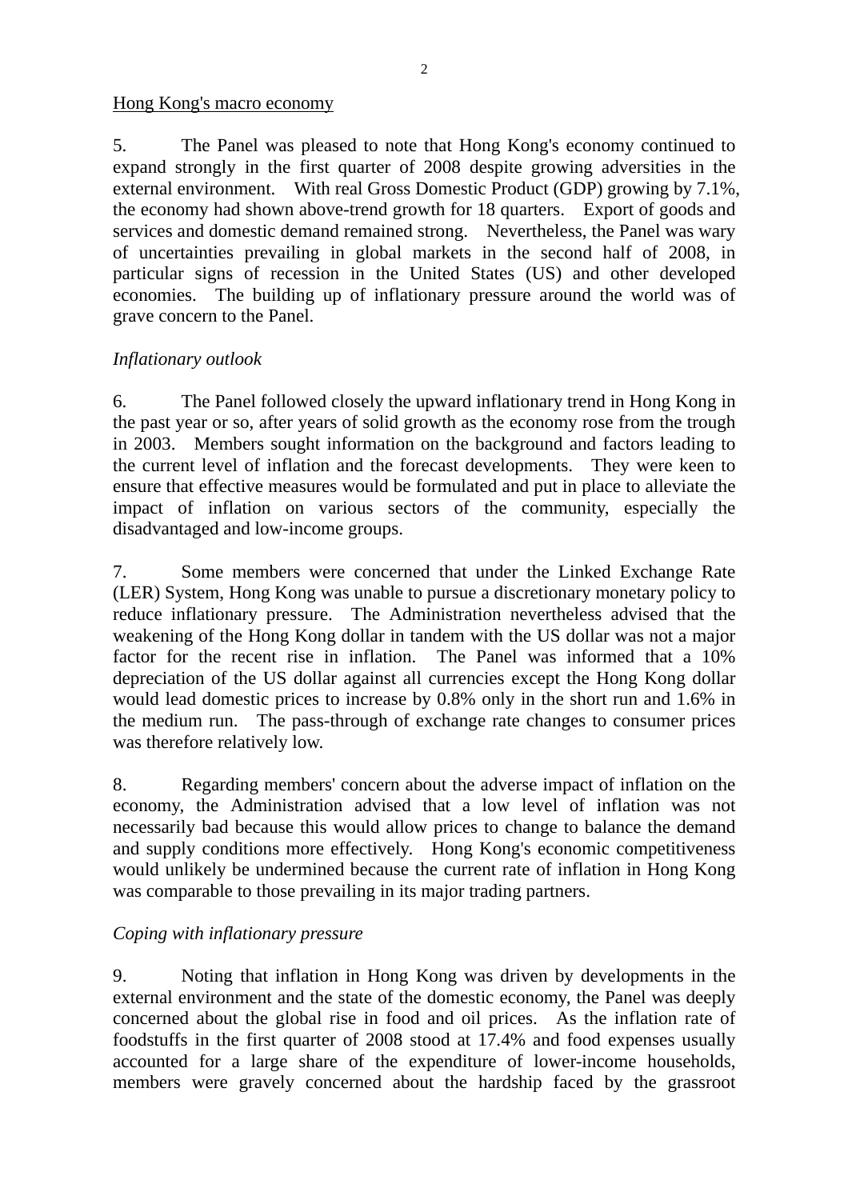Hong Kong's macro economy

5. The Panel was pleased to note that Hong Kong's economy continued to expand strongly in the first quarter of 2008 despite growing adversities in the external environment. With real Gross Domestic Product (GDP) growing by 7.1%, the economy had shown above-trend growth for 18 quarters. Export of goods and services and domestic demand remained strong. Nevertheless, the Panel was wary of uncertainties prevailing in global markets in the second half of 2008, in particular signs of recession in the United States (US) and other developed economies. The building up of inflationary pressure around the world was of grave concern to the Panel.

*Inflationary outlook*

6. The Panel followed closely the upward inflationary trend in Hong Kong in the past year or so, after years of solid growth as the economy rose from the trough in 2003. Members sought information on the background and factors leading to the current level of inflation and the forecast developments. They were keen to ensure that effective measures would be formulated and put in place to alleviate the impact of inflation on various sectors of the community, especially the disadvantaged and low-income groups.

7. Some members were concerned that under the Linked Exchange Rate (LER) System, Hong Kong was unable to pursue a discretionary monetary policy to reduce inflationary pressure. The Administration nevertheless advised that the weakening of the Hong Kong dollar in tandem with the US dollar was not a major factor for the recent rise in inflation. The Panel was informed that a 10% depreciation of the US dollar against all currencies except the Hong Kong dollar would lead domestic prices to increase by 0.8% only in the short run and 1.6% in the medium run. The pass-through of exchange rate changes to consumer prices was therefore relatively low.

8. Regarding members' concern about the adverse impact of inflation on the economy, the Administration advised that a low level of inflation was not necessarily bad because this would allow prices to change to balance the demand and supply conditions more effectively. Hong Kong's economic competitiveness would unlikely be undermined because the current rate of inflation in Hong Kong was comparable to those prevailing in its major trading partners.

*Coping with inflationary pressure*

9. Noting that inflation in Hong Kong was driven by developments in the external environment and the state of the domestic economy, the Panel was deeply concerned about the global rise in food and oil prices. As the inflation rate of foodstuffs in the first quarter of 2008 stood at 17.4% and food expenses usually accounted for a large share of the expenditure of lower-income households, members were gravely concerned about the hardship faced by the grassroot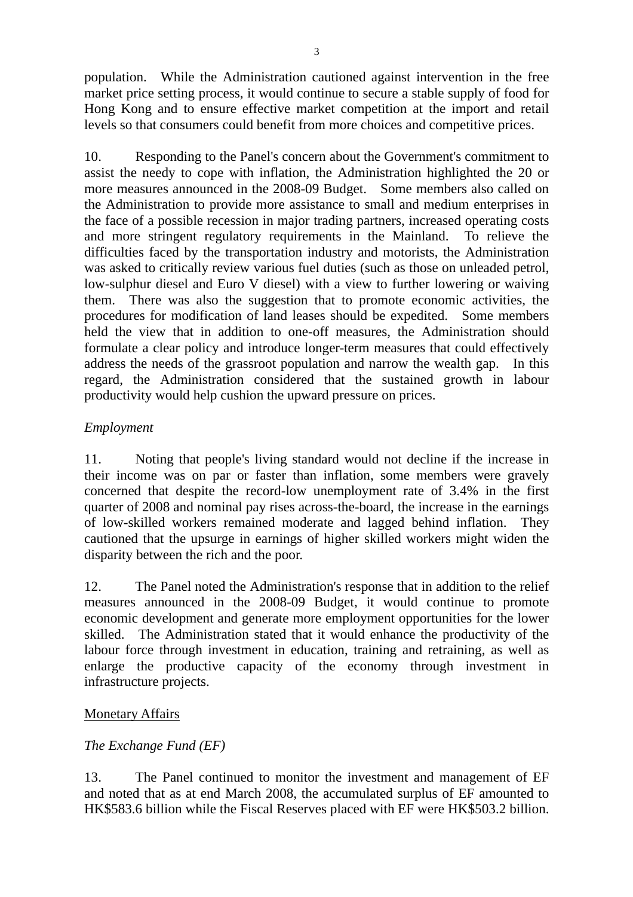population. While the Administration cautioned against intervention in the free market price setting process, it would continue to secure a stable supply of food for Hong Kong and to ensure effective market competition at the import and retail levels so that consumers could benefit from more choices and competitive prices.

10. Responding to the Panel's concern about the Government's commitment to assist the needy to cope with inflation, the Administration highlighted the 20 or more measures announced in the 2008-09 Budget. Some members also called on the Administration to provide more assistance to small and medium enterprises in the face of a possible recession in major trading partners, increased operating costs and more stringent regulatory requirements in the Mainland. To relieve the difficulties faced by the transportation industry and motorists, the Administration was asked to critically review various fuel duties (such as those on unleaded petrol, low-sulphur diesel and Euro V diesel) with a view to further lowering or waiving them. There was also the suggestion that to promote economic activities, the procedures for modification of land leases should be expedited. Some members held the view that in addition to one-off measures, the Administration should formulate a clear policy and introduce longer-term measures that could effectively address the needs of the grassroot population and narrow the wealth gap. In this regard, the Administration considered that the sustained growth in labour productivity would help cushion the upward pressure on prices.

*Employment*

11. Noting that people's living standard would not decline if the increase in their income was on par or faster than inflation, some members were gravely concerned that despite the record-low unemployment rate of 3.4% in the first quarter of 2008 and nominal pay rises across-the-board, the increase in the earnings of low-skilled workers remained moderate and lagged behind inflation. They cautioned that the upsurge in earnings of higher skilled workers might widen the disparity between the rich and the poor.

12. The Panel noted the Administration's response that in addition to the relief measures announced in the 2008-09 Budget, it would continue to promote economic development and generate more employment opportunities for the lower skilled. The Administration stated that it would enhance the productivity of the labour force through investment in education, training and retraining, as well as enlarge the productive capacity of the economy through investment in infrastructure projects.

<u>Monetary Affairs</u>

*The Exchange Fund (EF)*

13. The Panel continued to monitor the investment and management of EF and noted that as at end March 2008, the accumulated surplus of EF amounted to HK$583.6 billion while the Fiscal Reserves placed with EF were HK$503.2 billion.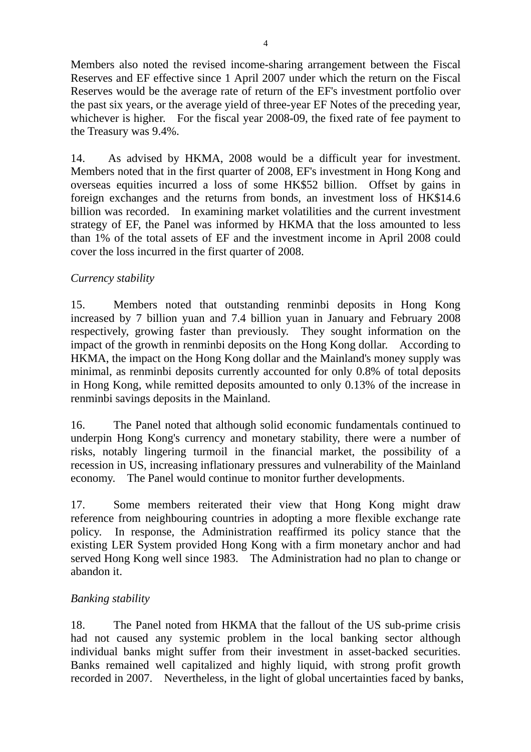Members also noted the revised income-sharing arrangement between the Fiscal Reserves and EF effective since 1 April 2007 under which the return on the Fiscal Reserves would be the average rate of return of the EF's investment portfolio over the past six years, or the average yield of three-year EF Notes of the preceding year, whichever is higher. For the fiscal year 2008-09, the fixed rate of fee payment to the Treasury was 9.4%.

14. As advised by HKMA, 2008 would be a difficult year for investment. Members noted that in the first quarter of 2008, EF's investment in Hong Kong and overseas equities incurred a loss of some HK$52 billion. Offset by gains in foreign exchanges and the returns from bonds, an investment loss of HK$14.6 billion was recorded. In examining market volatilities and the current investment strategy of EF, the Panel was informed by HKMA that the loss amounted to less than 1% of the total assets of EF and the investment income in April 2008 could cover the loss incurred in the first quarter of 2008.

*Currency stability*

15. Members noted that outstanding renminbi deposits in Hong Kong increased by 7 billion yuan and 7.4 billion yuan in January and February 2008 respectively, growing faster than previously. They sought information on the impact of the growth in renminbi deposits on the Hong Kong dollar. According to HKMA, the impact on the Hong Kong dollar and the Mainland's money supply was minimal, as renminbi deposits currently accounted for only 0.8% of total deposits in Hong Kong, while remitted deposits amounted to only 0.13% of the increase in renminbi savings deposits in the Mainland.

16. The Panel noted that although solid economic fundamentals continued to underpin Hong Kong's currency and monetary stability, there were a number of risks, notably lingering turmoil in the financial market, the possibility of a recession in US, increasing inflationary pressures and vulnerability of the Mainland economy. The Panel would continue to monitor further developments.

17. Some members reiterated their view that Hong Kong might draw reference from neighbouring countries in adopting a more flexible exchange rate policy. In response, the Administration reaffirmed its policy stance that the existing LER System provided Hong Kong with a firm monetary anchor and had served Hong Kong well since 1983. The Administration had no plan to change or abandon it.

*Banking stability*

18. The Panel noted from HKMA that the fallout of the US sub-prime crisis had not caused any systemic problem in the local banking sector although individual banks might suffer from their investment in asset-backed securities. Banks remained well capitalized and highly liquid, with strong profit growth recorded in 2007. Nevertheless, in the light of global uncertainties faced by banks,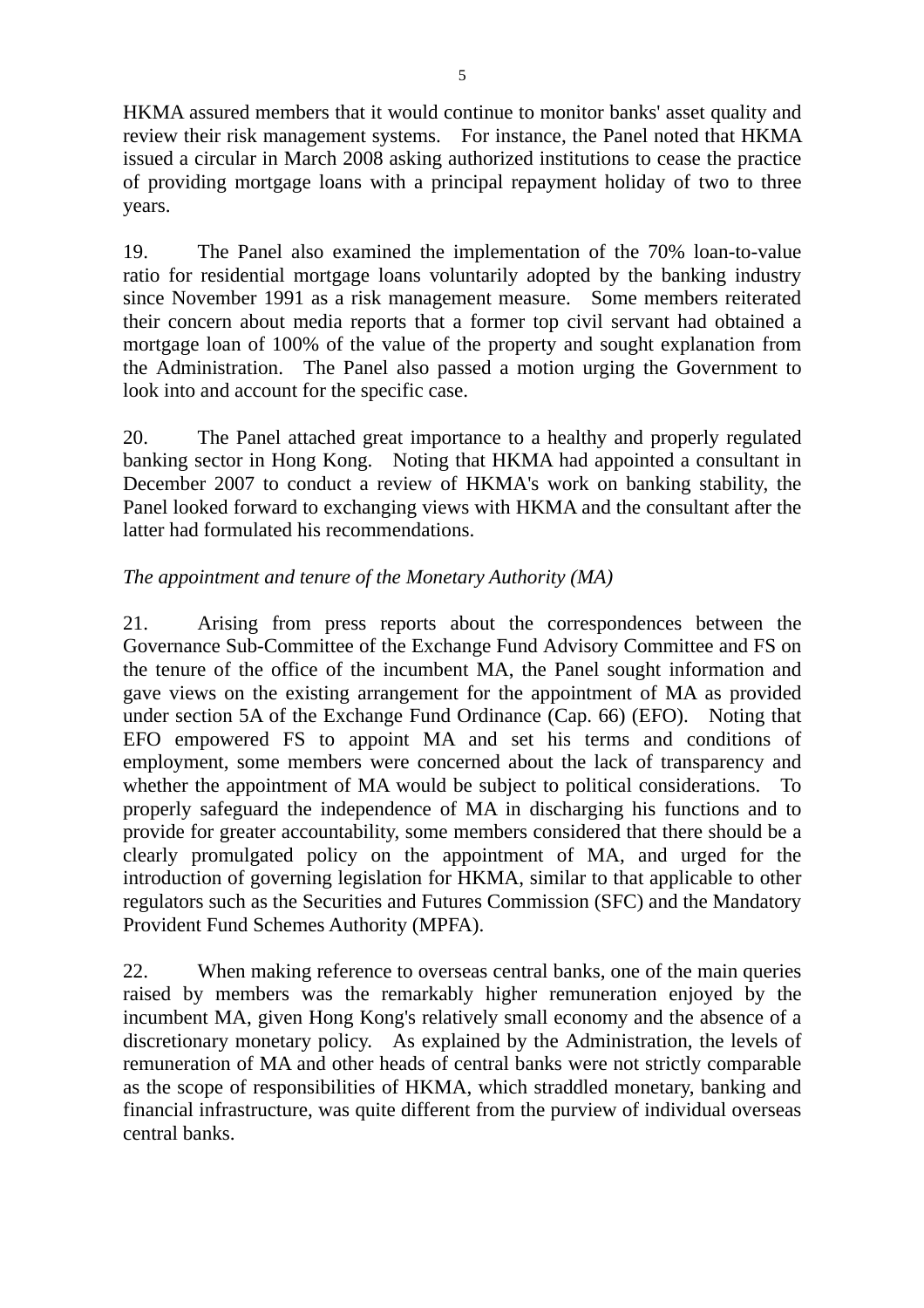HKMA assured members that it would continue to monitor banks' asset quality and review their risk management systems. For instance, the Panel noted that HKMA issued a circular in March 2008 asking authorized institutions to cease the practice of providing mortgage loans with a principal repayment holiday of two to three years.

19. The Panel also examined the implementation of the 70% loan-to-value ratio for residential mortgage loans voluntarily adopted by the banking industry since November 1991 as a risk management measure. Some members reiterated their concern about media reports that a former top civil servant had obtained a mortgage loan of 100% of the value of the property and sought explanation from the Administration. The Panel also passed a motion urging the Government to look into and account for the specific case.

20. The Panel attached great importance to a healthy and properly regulated banking sector in Hong Kong. Noting that HKMA had appointed a consultant in December 2007 to conduct a review of HKMA's work on banking stability, the Panel looked forward to exchanging views with HKMA and the consultant after the latter had formulated his recommendations.

*The appointment and tenure of the Monetary Authority (MA)*

21. Arising from press reports about the correspondences between the Governance Sub-Committee of the Exchange Fund Advisory Committee and FS on the tenure of the office of the incumbent MA, the Panel sought information and gave views on the existing arrangement for the appointment of MA as provided under section 5A of the Exchange Fund Ordinance (Cap. 66) (EFO). Noting that EFO empowered FS to appoint MA and set his terms and conditions of employment, some members were concerned about the lack of transparency and whether the appointment of MA would be subject to political considerations. To properly safeguard the independence of MA in discharging his functions and to provide for greater accountability, some members considered that there should be a clearly promulgated policy on the appointment of MA, and urged for the introduction of governing legislation for HKMA, similar to that applicable to other regulators such as the Securities and Futures Commission (SFC) and the Mandatory Provident Fund Schemes Authority (MPFA).

22. When making reference to overseas central banks, one of the main queries raised by members was the remarkably higher remuneration enjoyed by the incumbent MA, given Hong Kong's relatively small economy and the absence of a discretionary monetary policy. As explained by the Administration, the levels of remuneration of MA and other heads of central banks were not strictly comparable as the scope of responsibilities of HKMA, which straddled monetary, banking and financial infrastructure, was quite different from the purview of individual overseas central banks.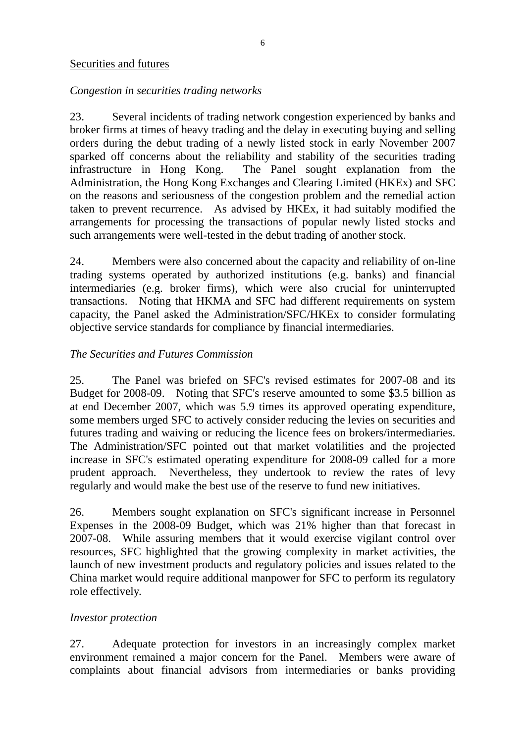Securities and futures

*Congestion in securities trading networks*

23. Several incidents of trading network congestion experienced by banks and broker firms at times of heavy trading and the delay in executing buying and selling orders during the debut trading of a newly listed stock in early November 2007 sparked off concerns about the reliability and stability of the securities trading infrastructure in Hong Kong. The Panel sought explanation from the Administration, the Hong Kong Exchanges and Clearing Limited (HKEx) and SFC on the reasons and seriousness of the congestion problem and the remedial action taken to prevent recurrence. As advised by HKEx, it had suitably modified the arrangements for processing the transactions of popular newly listed stocks and such arrangements were well-tested in the debut trading of another stock.

24. Members were also concerned about the capacity and reliability of on-line trading systems operated by authorized institutions (e.g. banks) and financial intermediaries (e.g. broker firms), which were also crucial for uninterrupted transactions. Noting that HKMA and SFC had different requirements on system capacity, the Panel asked the Administration/SFC/HKEx to consider formulating objective service standards for compliance by financial intermediaries.

*The Securities and Futures Commission*

25. The Panel was briefed on SFC's revised estimates for 2007-08 and its Budget for 2008-09. Noting that SFC's reserve amounted to some $3.5 billion as at end December 2007, which was 5.9 times its approved operating expenditure, some members urged SFC to actively consider reducing the levies on securities and futures trading and waiving or reducing the licence fees on brokers/intermediaries. The Administration/SFC pointed out that market volatilities and the projected increase in SFC's estimated operating expenditure for 2008-09 called for a more prudent approach. Nevertheless, they undertook to review the rates of levy regularly and would make the best use of the reserve to fund new initiatives.

26. Members sought explanation on SFC's significant increase in Personnel Expenses in the 2008-09 Budget, which was 21% higher than that forecast in 2007-08. While assuring members that it would exercise vigilant control over resources, SFC highlighted that the growing complexity in market activities, the launch of new investment products and regulatory policies and issues related to the China market would require additional manpower for SFC to perform its regulatory role effectively.

*Investor protection*

27. Adequate protection for investors in an increasingly complex market environment remained a major concern for the Panel. Members were aware of complaints about financial advisors from intermediaries or banks providing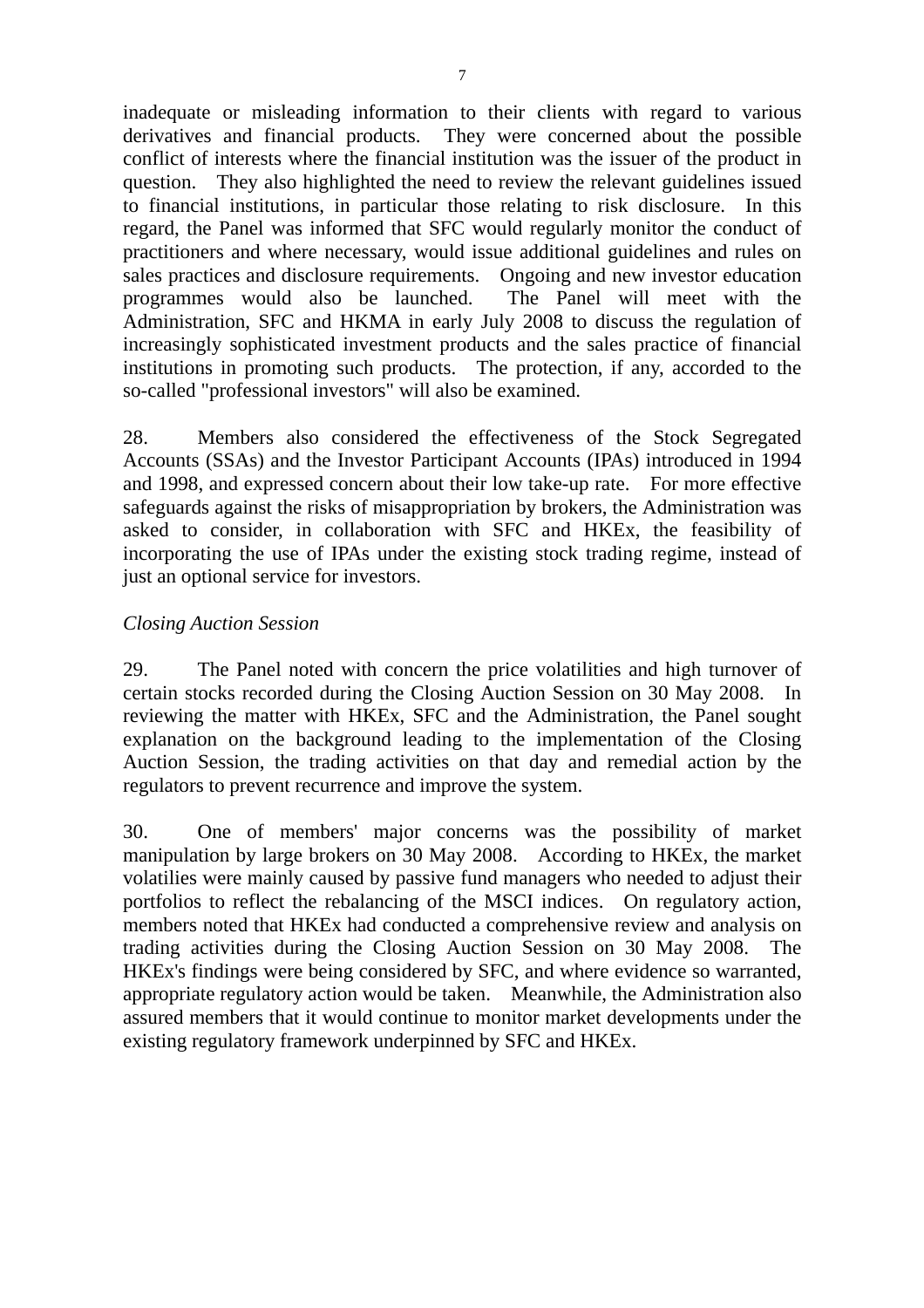inadequate or misleading information to their clients with regard to various derivatives and financial products. They were concerned about the possible conflict of interests where the financial institution was the issuer of the product in question. They also highlighted the need to review the relevant guidelines issued to financial institutions, in particular those relating to risk disclosure. In this regard, the Panel was informed that SFC would regularly monitor the conduct of practitioners and where necessary, would issue additional guidelines and rules on sales practices and disclosure requirements. Ongoing and new investor education programmes would also be launched. The Panel will meet with the Administration, SFC and HKMA in early July 2008 to discuss the regulation of increasingly sophisticated investment products and the sales practice of financial institutions in promoting such products. The protection, if any, accorded to the so-called "professional investors" will also be examined.

28. Members also considered the effectiveness of the Stock Segregated Accounts (SSAs) and the Investor Participant Accounts (IPAs) introduced in 1994 and 1998, and expressed concern about their low take-up rate. For more effective safeguards against the risks of misappropriation by brokers, the Administration was asked to consider, in collaboration with SFC and HKEx, the feasibility of incorporating the use of IPAs under the existing stock trading regime, instead of just an optional service for investors.

*Closing Auction Session*

29. The Panel noted with concern the price volatilities and high turnover of certain stocks recorded during the Closing Auction Session on 30 May 2008. In reviewing the matter with HKEx, SFC and the Administration, the Panel sought explanation on the background leading to the implementation of the Closing Auction Session, the trading activities on that day and remedial action by the regulators to prevent recurrence and improve the system.

30. One of members' major concerns was the possibility of market manipulation by large brokers on 30 May 2008. According to HKEx, the market volatilities were mainly caused by passive fund managers who needed to adjust their portfolios to reflect the rebalancing of the MSCI indices. On regulatory action, members noted that HKEx had conducted a comprehensive review and analysis on trading activities during the Closing Auction Session on 30 May 2008. The HKEx's findings were being considered by SFC, and where evidence so warranted, appropriate regulatory action would be taken. Meanwhile, the Administration also assured members that it would continue to monitor market developments under the existing regulatory framework underpinned by SFC and HKEx.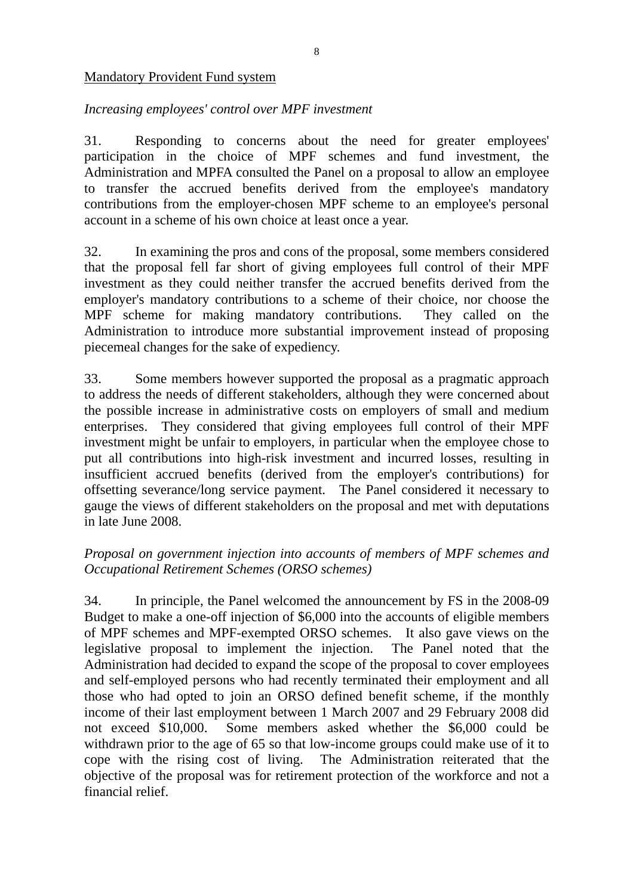<u>Mandatory Provident Fund system</u>

*Increasing employees' control over MPF investment*

31. Responding to concerns about the need for greater employees' participation in the choice of MPF schemes and fund investment, the Administration and MPFA consulted the Panel on a proposal to allow an employee to transfer the accrued benefits derived from the employee's mandatory contributions from the employer-chosen MPF scheme to an employee's personal account in a scheme of his own choice at least once a year.

32. In examining the pros and cons of the proposal, some members considered that the proposal fell far short of giving employees full control of their MPF investment as they could neither transfer the accrued benefits derived from the employer's mandatory contributions to a scheme of their choice, nor choose the MPF scheme for making mandatory contributions. They called on the Administration to introduce more substantial improvement instead of proposing piecemeal changes for the sake of expediency.

33. Some members however supported the proposal as a pragmatic approach to address the needs of different stakeholders, although they were concerned about the possible increase in administrative costs on employers of small and medium enterprises. They considered that giving employees full control of their MPF investment might be unfair to employers, in particular when the employee chose to put all contributions into high-risk investment and incurred losses, resulting in insufficient accrued benefits (derived from the employer's contributions) for offsetting severance/long service payment. The Panel considered it necessary to gauge the views of different stakeholders on the proposal and met with deputations in late June 2008.

*Proposal on government injection into accounts of members of MPF schemes and Occupational Retirement Schemes (ORSO schemes)*

34. In principle, the Panel welcomed the announcement by FS in the 2008-09 Budget to make a one-off injection of $6,000 into the accounts of eligible members of MPF schemes and MPF-exempted ORSO schemes. It also gave views on the legislative proposal to implement the injection. The Panel noted that the Administration had decided to expand the scope of the proposal to cover employees and self-employed persons who had recently terminated their employment and all those who had opted to join an ORSO defined benefit scheme, if the monthly income of their last employment between 1 March 2007 and 29 February 2008 did not exceed $10,000. Some members asked whether the $6,000 could be withdrawn prior to the age of 65 so that low-income groups could make use of it to cope with the rising cost of living. The Administration reiterated that the objective of the proposal was for retirement protection of the workforce and not a financial relief.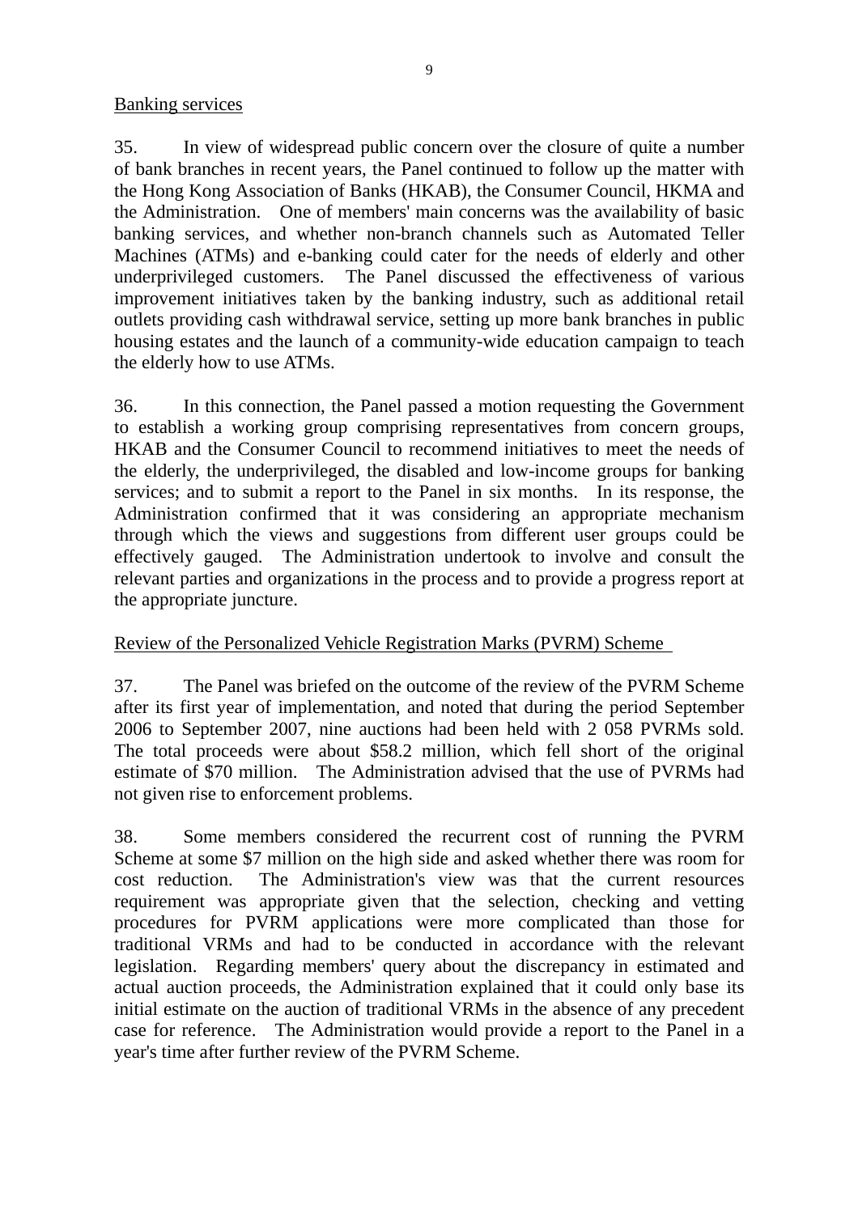Banking services

35. In view of widespread public concern over the closure of quite a number of bank branches in recent years, the Panel continued to follow up the matter with the Hong Kong Association of Banks (HKAB), the Consumer Council, HKMA and the Administration. One of members' main concerns was the availability of basic banking services, and whether non-branch channels such as Automated Teller Machines (ATMs) and e-banking could cater for the needs of elderly and other underprivileged customers. The Panel discussed the effectiveness of various improvement initiatives taken by the banking industry, such as additional retail outlets providing cash withdrawal service, setting up more bank branches in public housing estates and the launch of a community-wide education campaign to teach the elderly how to use ATMs.

36. In this connection, the Panel passed a motion requesting the Government to establish a working group comprising representatives from concern groups, HKAB and the Consumer Council to recommend initiatives to meet the needs of the elderly, the underprivileged, the disabled and low-income groups for banking services; and to submit a report to the Panel in six months. In its response, the Administration confirmed that it was considering an appropriate mechanism through which the views and suggestions from different user groups could be effectively gauged. The Administration undertook to involve and consult the relevant parties and organizations in the process and to provide a progress report at the appropriate juncture.

Review of the Personalized Vehicle Registration Marks (PVRM) Scheme

37. The Panel was briefed on the outcome of the review of the PVRM Scheme after its first year of implementation, and noted that during the period September 2006 to September 2007, nine auctions had been held with 2 058 PVRMs sold. The total proceeds were about $58.2 million, which fell short of the original estimate of $70 million. The Administration advised that the use of PVRMs had not given rise to enforcement problems.

38. Some members considered the recurrent cost of running the PVRM Scheme at some $7 million on the high side and asked whether there was room for cost reduction. The Administration's view was that the current resources requirement was appropriate given that the selection, checking and vetting procedures for PVRM applications were more complicated than those for traditional VRMs and had to be conducted in accordance with the relevant legislation. Regarding members' query about the discrepancy in estimated and actual auction proceeds, the Administration explained that it could only base its initial estimate on the auction of traditional VRMs in the absence of any precedent case for reference. The Administration would provide a report to the Panel in a year's time after further review of the PVRM Scheme.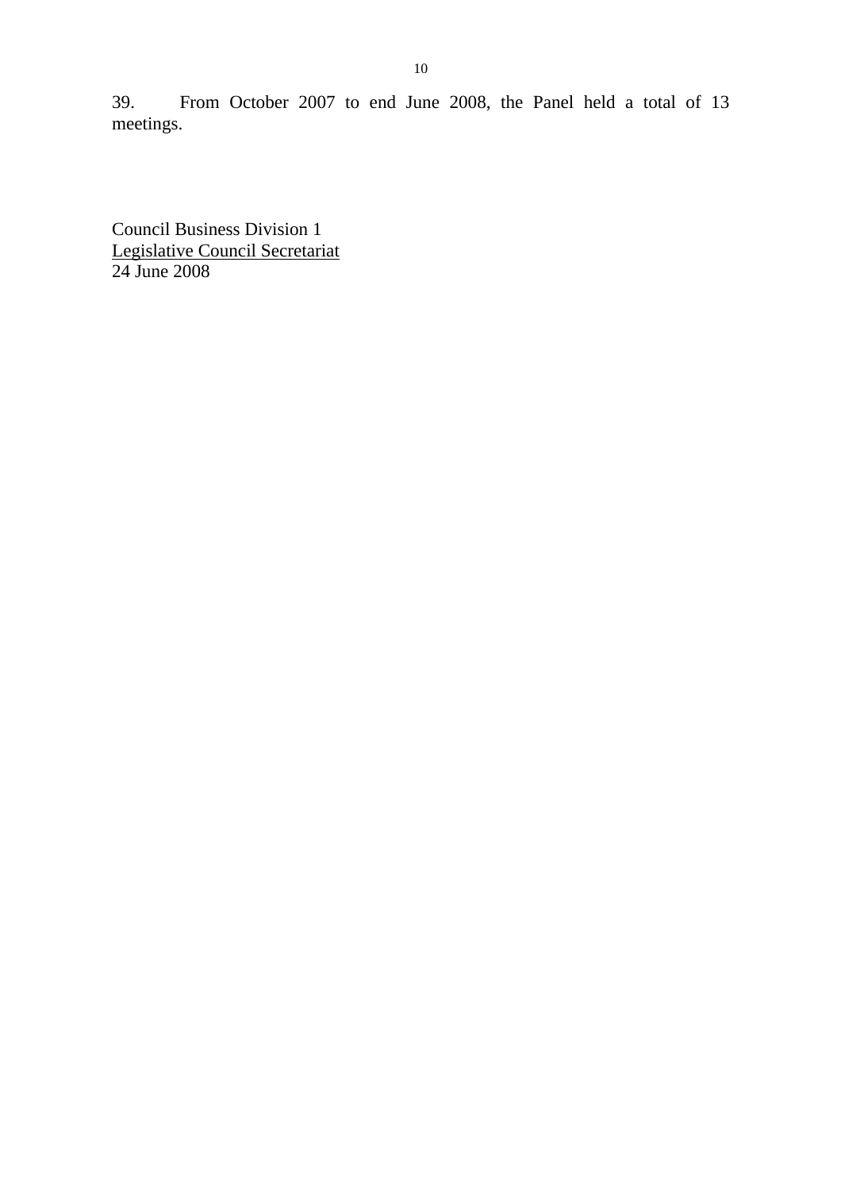39. From October 2007 to end June 2008, the Panel held a total of 13 meetings.

Council Business Division 1
Legislative Council Secretariat
24 June 2008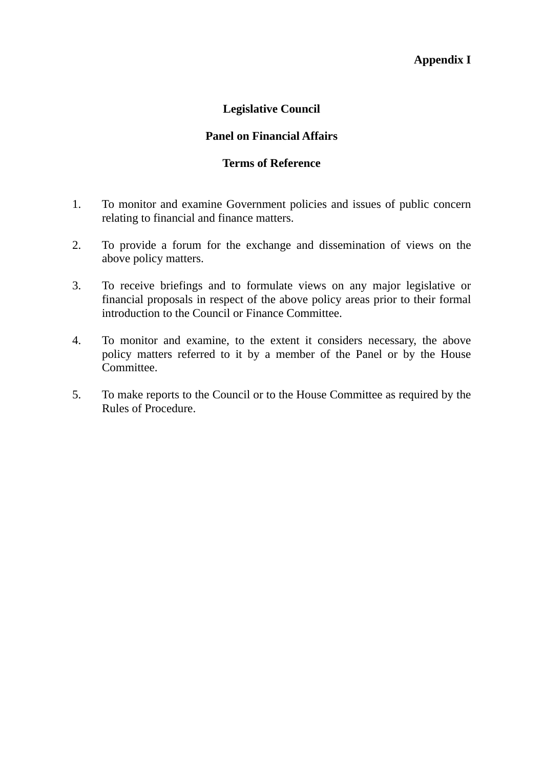**Appendix I**

# Legislative Council

## Panel on Financial Affairs

## Terms of Reference

1. To monitor and examine Government policies and issues of public concern relating to financial and finance matters.

2. To provide a forum for the exchange and dissemination of views on the above policy matters.

3. To receive briefings and to formulate views on any major legislative or financial proposals in respect of the above policy areas prior to their formal introduction to the Council or Finance Committee.

4. To monitor and examine, to the extent it considers necessary, the above policy matters referred to it by a member of the Panel or by the House Committee.

5. To make reports to the Council or to the House Committee as required by the Rules of Procedure.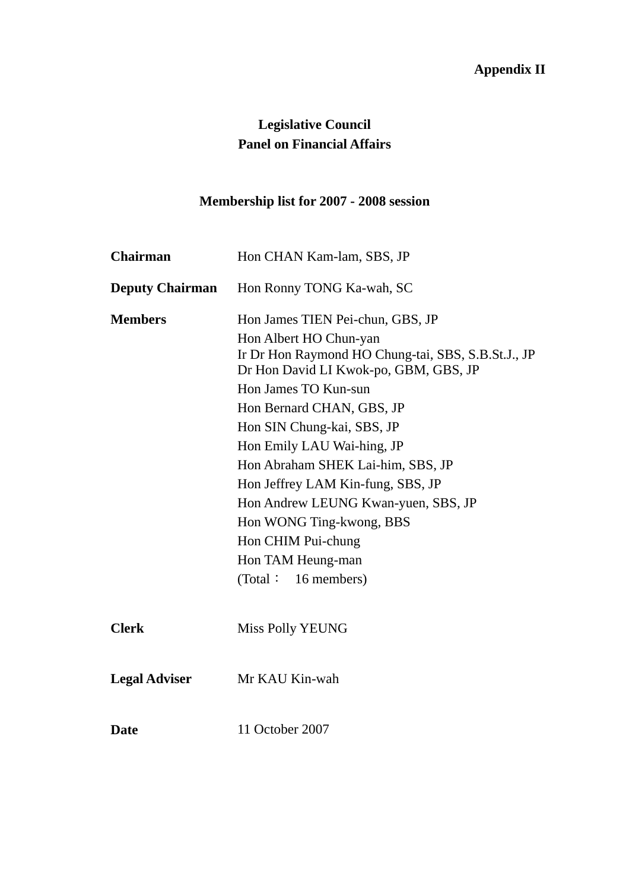**Appendix II**

# Legislative Council
## Panel on Financial Affairs

### Membership list for 2007 - 2008 session

| | |
|---|---|
| **Chairman** | Hon CHAN Kam-lam, SBS, JP |
| **Deputy Chairman** | Hon Ronny TONG Ka-wah, SC |
| **Members** | Hon James TIEN Pei-chun, GBS, JP |
| | Hon Albert HO Chun-yan |
| | Ir Dr Hon Raymond HO Chung-tai, SBS, S.B.St.J., JP |
| | Dr Hon David LI Kwok-po, GBM, GBS, JP |
| | Hon James TO Kun-sun |
| | Hon Bernard CHAN, GBS, JP |
| | Hon SIN Chung-kai, SBS, JP |
| | Hon Emily LAU Wai-hing, JP |
| | Hon Abraham SHEK Lai-him, SBS, JP |
| | Hon Jeffrey LAM Kin-fung, SBS, JP |
| | Hon Andrew LEUNG Kwan-yuen, SBS, JP |
| | Hon WONG Ting-kwong, BBS |
| | Hon CHIM Pui-chung |
| | Hon TAM Heung-man |
| | (Total： 16 members) |
| **Clerk** | Miss Polly YEUNG |
| **Legal Adviser** | Mr KAU Kin-wah |
| **Date** | 11 October 2007 |